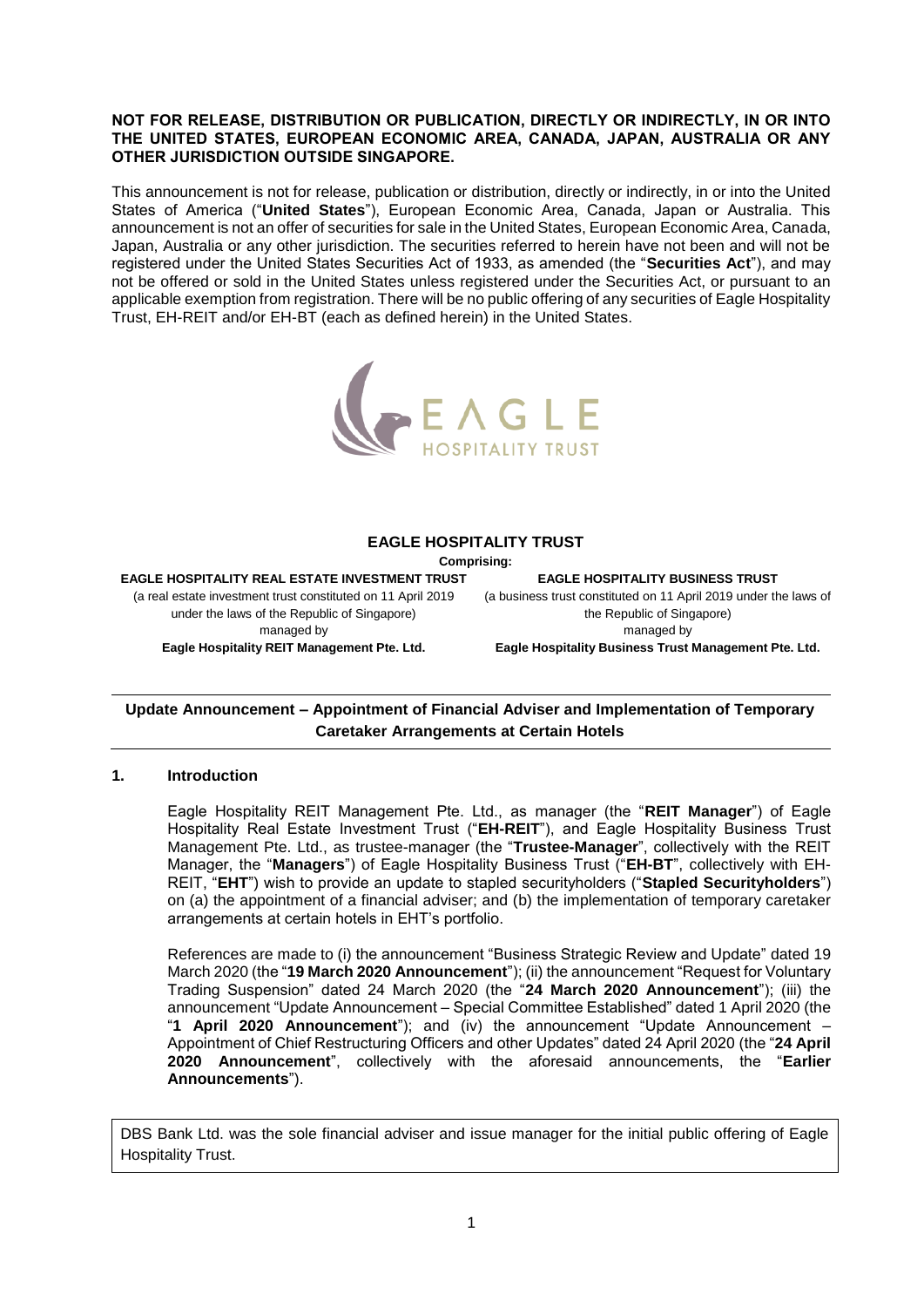**NOT FOR RELEASE, DISTRIBUTION OR PUBLICATION, DIRECTLY OR INDIRECTLY, IN OR INTO THE UNITED STATES, EUROPEAN ECONOMIC AREA, CANADA, JAPAN, AUSTRALIA OR ANY OTHER JURISDICTION OUTSIDE SINGAPORE.**

This announcement is not for release, publication or distribution, directly or indirectly, in or into the United States of America ("**United States**"), European Economic Area, Canada, Japan or Australia. This announcement is not an offer of securities for sale in the United States, European Economic Area, Canada, Japan, Australia or any other jurisdiction. The securities referred to herein have not been and will not be registered under the United States Securities Act of 1933, as amended (the "**Securities Act**"), and may not be offered or sold in the United States unless registered under the Securities Act, or pursuant to an applicable exemption from registration. There will be no public offering of any securities of Eagle Hospitality Trust, EH-REIT and/or EH-BT (each as defined herein) in the United States.

EAGLE HOSPITALITY TRUST

**EAGLE HOSPITALITY TRUST**

**Comprising:**

| **EAGLE HOSPITALITY REAL ESTATE INVESTMENT TRUST** | **EAGLE HOSPITALITY BUSINESS TRUST** |
|---|---|
| (a real estate investment trust constituted on 11 April 2019 under the laws of the Republic of Singapore) | (a business trust constituted on 11 April 2019 under the laws of the Republic of Singapore) |
| managed by | managed by |
| **Eagle Hospitality REIT Management Pte. Ltd.** | **Eagle Hospitality Business Trust Management Pte. Ltd.** |

## Update Announcement – Appointment of Financial Adviser and Implementation of Temporary Caretaker Arrangements at Certain Hotels

### 1. Introduction

Eagle Hospitality REIT Management Pte. Ltd., as manager (the "**REIT Manager**") of Eagle Hospitality Real Estate Investment Trust ("**EH-REIT**"), and Eagle Hospitality Business Trust Management Pte. Ltd., as trustee-manager (the "**Trustee-Manager**", collectively with the REIT Manager, the "**Managers**") of Eagle Hospitality Business Trust ("**EH-BT**", collectively with EH-REIT, "**EHT**") wish to provide an update to stapled securityholders ("**Stapled Securityholders**") on (a) the appointment of a financial adviser; and (b) the implementation of temporary caretaker arrangements at certain hotels in EHT's portfolio.

References are made to (i) the announcement "Business Strategic Review and Update" dated 19 March 2020 (the "**19 March 2020 Announcement**"); (ii) the announcement "Request for Voluntary Trading Suspension" dated 24 March 2020 (the "**24 March 2020 Announcement**"); (iii) the announcement "Update Announcement – Special Committee Established" dated 1 April 2020 (the "**1 April 2020 Announcement**"); and (iv) the announcement "Update Announcement – Appointment of Chief Restructuring Officers and other Updates" dated 24 April 2020 (the "**24 April 2020 Announcement**", collectively with the aforesaid announcements, the "**Earlier Announcements**").

DBS Bank Ltd. was the sole financial adviser and issue manager for the initial public offering of Eagle Hospitality Trust.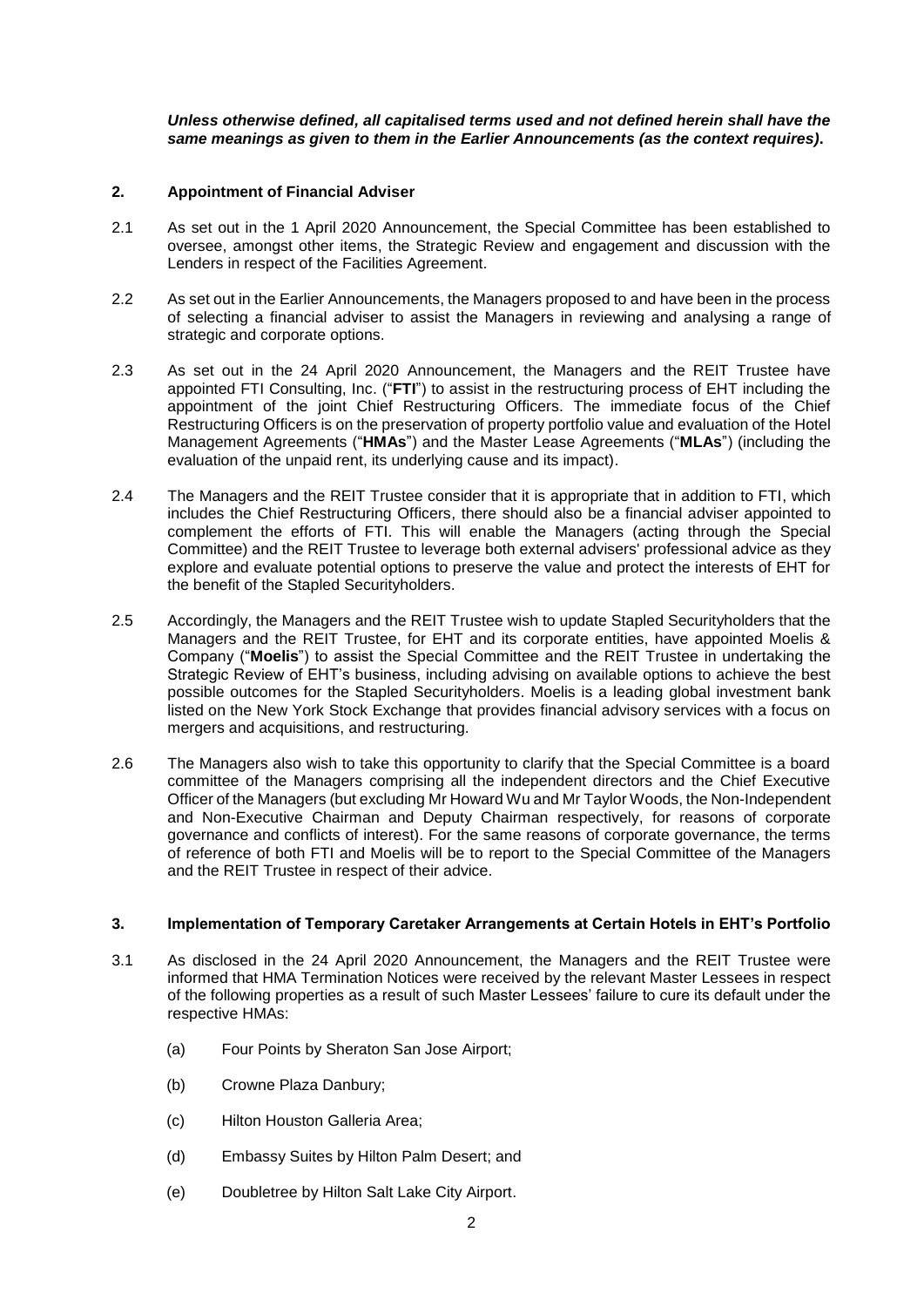***Unless otherwise defined, all capitalised terms used and not defined herein shall have the same meanings as given to them in the Earlier Announcements (as the context requires).***

## 2. Appointment of Financial Adviser

2.1 As set out in the 1 April 2020 Announcement, the Special Committee has been established to oversee, amongst other items, the Strategic Review and engagement and discussion with the Lenders in respect of the Facilities Agreement.

2.2 As set out in the Earlier Announcements, the Managers proposed to and have been in the process of selecting a financial adviser to assist the Managers in reviewing and analysing a range of strategic and corporate options.

2.3 As set out in the 24 April 2020 Announcement, the Managers and the REIT Trustee have appointed FTI Consulting, Inc. ("**FTI**") to assist in the restructuring process of EHT including the appointment of the joint Chief Restructuring Officers. The immediate focus of the Chief Restructuring Officers is on the preservation of property portfolio value and evaluation of the Hotel Management Agreements ("**HMAs**") and the Master Lease Agreements ("**MLAs**") (including the evaluation of the unpaid rent, its underlying cause and its impact).

2.4 The Managers and the REIT Trustee consider that it is appropriate that in addition to FTI, which includes the Chief Restructuring Officers, there should also be a financial adviser appointed to complement the efforts of FTI. This will enable the Managers (acting through the Special Committee) and the REIT Trustee to leverage both external advisers' professional advice as they explore and evaluate potential options to preserve the value and protect the interests of EHT for the benefit of the Stapled Securityholders.

2.5 Accordingly, the Managers and the REIT Trustee wish to update Stapled Securityholders that the Managers and the REIT Trustee, for EHT and its corporate entities, have appointed Moelis & Company ("**Moelis**") to assist the Special Committee and the REIT Trustee in undertaking the Strategic Review of EHT's business, including advising on available options to achieve the best possible outcomes for the Stapled Securityholders. Moelis is a leading global investment bank listed on the New York Stock Exchange that provides financial advisory services with a focus on mergers and acquisitions, and restructuring.

2.6 The Managers also wish to take this opportunity to clarify that the Special Committee is a board committee of the Managers comprising all the independent directors and the Chief Executive Officer of the Managers (but excluding Mr Howard Wu and Mr Taylor Woods, the Non-Independent and Non-Executive Chairman and Deputy Chairman respectively, for reasons of corporate governance and conflicts of interest). For the same reasons of corporate governance, the terms of reference of both FTI and Moelis will be to report to the Special Committee of the Managers and the REIT Trustee in respect of their advice.

## 3. Implementation of Temporary Caretaker Arrangements at Certain Hotels in EHT's Portfolio

3.1 As disclosed in the 24 April 2020 Announcement, the Managers and the REIT Trustee were informed that HMA Termination Notices were received by the relevant Master Lessees in respect of the following properties as a result of such Master Lessees' failure to cure its default under the respective HMAs:

(a) Four Points by Sheraton San Jose Airport;

(b) Crowne Plaza Danbury;

(c) Hilton Houston Galleria Area;

(d) Embassy Suites by Hilton Palm Desert; and

(e) Doubletree by Hilton Salt Lake City Airport.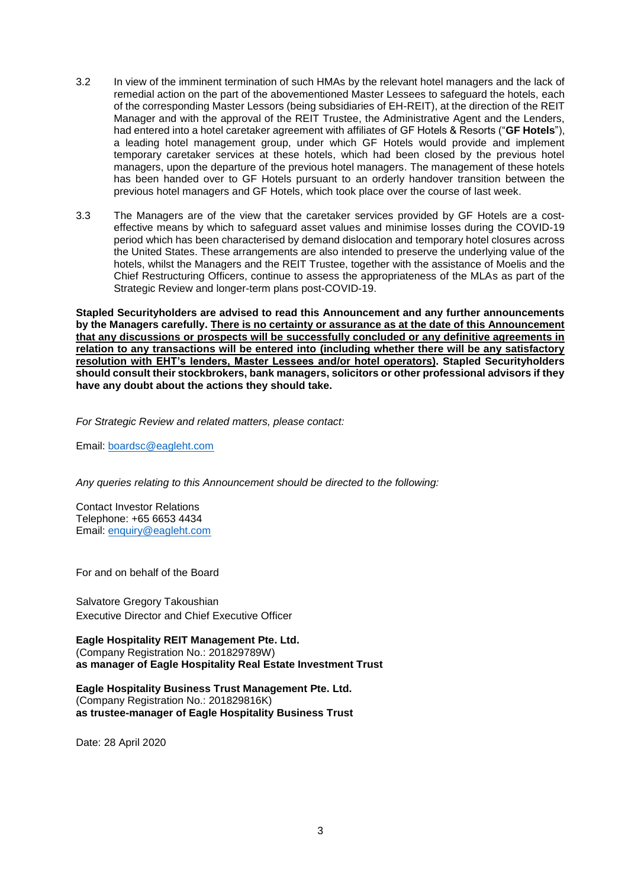3.2 In view of the imminent termination of such HMAs by the relevant hotel managers and the lack of remedial action on the part of the abovementioned Master Lessees to safeguard the hotels, each of the corresponding Master Lessors (being subsidiaries of EH-REIT), at the direction of the REIT Manager and with the approval of the REIT Trustee, the Administrative Agent and the Lenders, had entered into a hotel caretaker agreement with affiliates of GF Hotels & Resorts ("**GF Hotels**"), a leading hotel management group, under which GF Hotels would provide and implement temporary caretaker services at these hotels, which had been closed by the previous hotel managers, upon the departure of the previous hotel managers. The management of these hotels has been handed over to GF Hotels pursuant to an orderly handover transition between the previous hotel managers and GF Hotels, which took place over the course of last week.

3.3 The Managers are of the view that the caretaker services provided by GF Hotels are a cost-effective means by which to safeguard asset values and minimise losses during the COVID-19 period which has been characterised by demand dislocation and temporary hotel closures across the United States. These arrangements are also intended to preserve the underlying value of the hotels, whilst the Managers and the REIT Trustee, together with the assistance of Moelis and the Chief Restructuring Officers, continue to assess the appropriateness of the MLAs as part of the Strategic Review and longer-term plans post-COVID-19.

**Stapled Securityholders are advised to read this Announcement and any further announcements by the Managers carefully. <u>There is no certainty or assurance as at the date of this Announcement that any discussions or prospects will be successfully concluded or any definitive agreements in relation to any transactions will be entered into (including whether there will be any satisfactory resolution with EHT's lenders, Master Lessees and/or hotel operators)</u>. Stapled Securityholders should consult their stockbrokers, bank managers, solicitors or other professional advisors if they have any doubt about the actions they should take.**

*For Strategic Review and related matters, please contact:*

Email: boardsc@eagleht.com

*Any queries relating to this Announcement should be directed to the following:*

Contact Investor Relations
Telephone: +65 6653 4434
Email: enquiry@eagleht.com

For and on behalf of the Board

Salvatore Gregory Takoushian
Executive Director and Chief Executive Officer

**Eagle Hospitality REIT Management Pte. Ltd.**
(Company Registration No.: 201829789W)
**as manager of Eagle Hospitality Real Estate Investment Trust**

**Eagle Hospitality Business Trust Management Pte. Ltd.**
(Company Registration No.: 201829816K)
**as trustee-manager of Eagle Hospitality Business Trust**

Date: 28 April 2020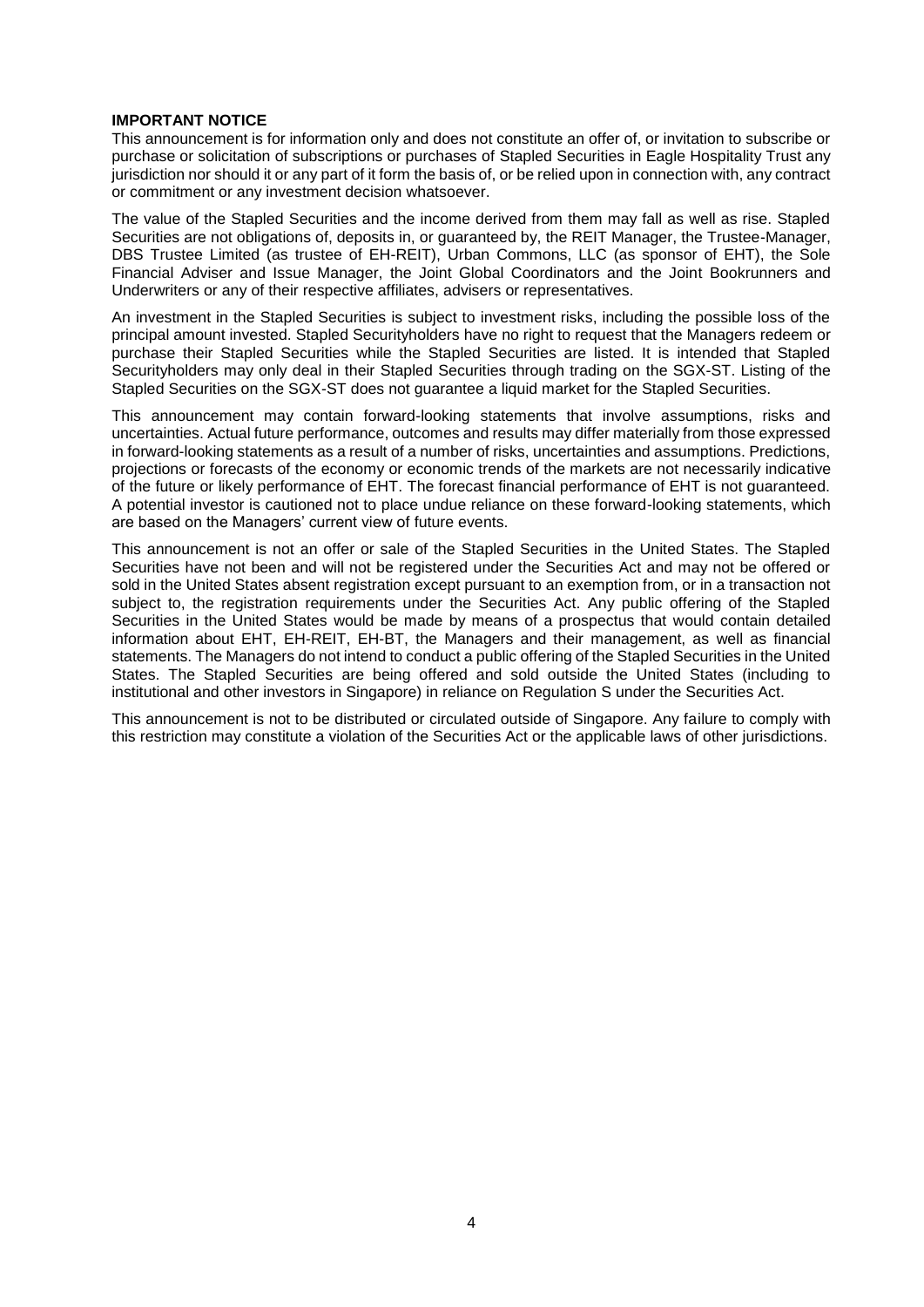**IMPORTANT NOTICE**

This announcement is for information only and does not constitute an offer of, or invitation to subscribe or purchase or solicitation of subscriptions or purchases of Stapled Securities in Eagle Hospitality Trust any jurisdiction nor should it or any part of it form the basis of, or be relied upon in connection with, any contract or commitment or any investment decision whatsoever.

The value of the Stapled Securities and the income derived from them may fall as well as rise. Stapled Securities are not obligations of, deposits in, or guaranteed by, the REIT Manager, the Trustee-Manager, DBS Trustee Limited (as trustee of EH-REIT), Urban Commons, LLC (as sponsor of EHT), the Sole Financial Adviser and Issue Manager, the Joint Global Coordinators and the Joint Bookrunners and Underwriters or any of their respective affiliates, advisers or representatives.

An investment in the Stapled Securities is subject to investment risks, including the possible loss of the principal amount invested. Stapled Securityholders have no right to request that the Managers redeem or purchase their Stapled Securities while the Stapled Securities are listed. It is intended that Stapled Securityholders may only deal in their Stapled Securities through trading on the SGX-ST. Listing of the Stapled Securities on the SGX-ST does not guarantee a liquid market for the Stapled Securities.

This announcement may contain forward-looking statements that involve assumptions, risks and uncertainties. Actual future performance, outcomes and results may differ materially from those expressed in forward-looking statements as a result of a number of risks, uncertainties and assumptions. Predictions, projections or forecasts of the economy or economic trends of the markets are not necessarily indicative of the future or likely performance of EHT. The forecast financial performance of EHT is not guaranteed. A potential investor is cautioned not to place undue reliance on these forward-looking statements, which are based on the Managers' current view of future events.

This announcement is not an offer or sale of the Stapled Securities in the United States. The Stapled Securities have not been and will not be registered under the Securities Act and may not be offered or sold in the United States absent registration except pursuant to an exemption from, or in a transaction not subject to, the registration requirements under the Securities Act. Any public offering of the Stapled Securities in the United States would be made by means of a prospectus that would contain detailed information about EHT, EH-REIT, EH-BT, the Managers and their management, as well as financial statements. The Managers do not intend to conduct a public offering of the Stapled Securities in the United States. The Stapled Securities are being offered and sold outside the United States (including to institutional and other investors in Singapore) in reliance on Regulation S under the Securities Act.

This announcement is not to be distributed or circulated outside of Singapore. Any failure to comply with this restriction may constitute a violation of the Securities Act or the applicable laws of other jurisdictions.